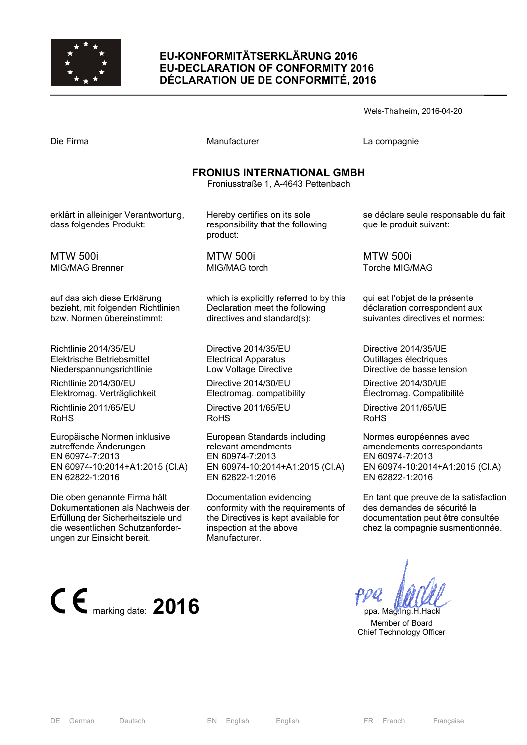# EU-KONFORMITÄTSERKLÄRUNG 2016
# EU-DECLARATION OF CONFORMITY 2016
# DÉCLARATION UE DE CONFORMITÉ, 2016

Wels-Thalheim, 2016-04-20

| Die Firma | Manufacturer | La compagnie |
|---|---|---|

**FRONIUS INTERNATIONAL GMBH**
Froniusstraße 1, A-4643 Pettenbach

| | | |
|---|---|---|
| erklärt in alleiniger Verantwortung, dass folgendes Produkt: | Hereby certifies on its sole responsibility that the following product: | se déclare seule responsable du fait que le produit suivant: |
| MTW 500i<br>MIG/MAG Brenner | MTW 500i<br>MIG/MAG torch | MTW 500i<br>Torche MIG/MAG |
| auf das sich diese Erklärung bezieht, mit folgenden Richtlinien bzw. Normen übereinstimmt: | which is explicitly referred to by this Declaration meet the following directives and standard(s): | qui est l'objet de la présente déclaration correspondent aux suivantes directives et normes: |
| Richtlinie 2014/35/EU<br>Elektrische Betriebsmittel<br>Niederspannungsrichtlinie | Directive 2014/35/EU<br>Electrical Apparatus<br>Low Voltage Directive | Directive 2014/35/UE<br>Outillages électriques<br>Directive de basse tension |
| Richtlinie 2014/30/EU<br>Elektromag. Verträglichkeit | Directive 2014/30/EU<br>Electromag. compatibility | Directive 2014/30/UE<br>Électromag. Compatibilité |
| Richtlinie 2011/65/EU<br>RoHS | Directive 2011/65/EU<br>RoHS | Directive 2011/65/UE<br>RoHS |
| Europäische Normen inklusive zutreffende Änderungen<br>EN 60974-7:2013<br>EN 60974-10:2014+A1:2015 (Cl.A)<br>EN 62822-1:2016 | European Standards including relevant amendments<br>EN 60974-7:2013<br>EN 60974-10:2014+A1:2015 (Cl.A)<br>EN 62822-1:2016 | Normes européennes avec amendements correspondants<br>EN 60974-7:2013<br>EN 60974-10:2014+A1:2015 (Cl.A)<br>EN 62822-1:2016 |
| Die oben genannte Firma hält Dokumentationen als Nachweis der Erfüllung der Sicherheitsziele und die wesentlichen Schutzanforderungen zur Einsicht bereit. | Documentation evidencing conformity with the requirements of the Directives is kept available for inspection at the above Manufacturer. | En tant que preuve de la satisfaction des demandes de sécurité la documentation peut être consultée chez la compagnie susmentionnée. |

CE marking date: **2016**

ppa. Mag.Ing.H.Hackl
Member of Board
Chief Technology Officer

DE German Deutsch EN English English FR French Française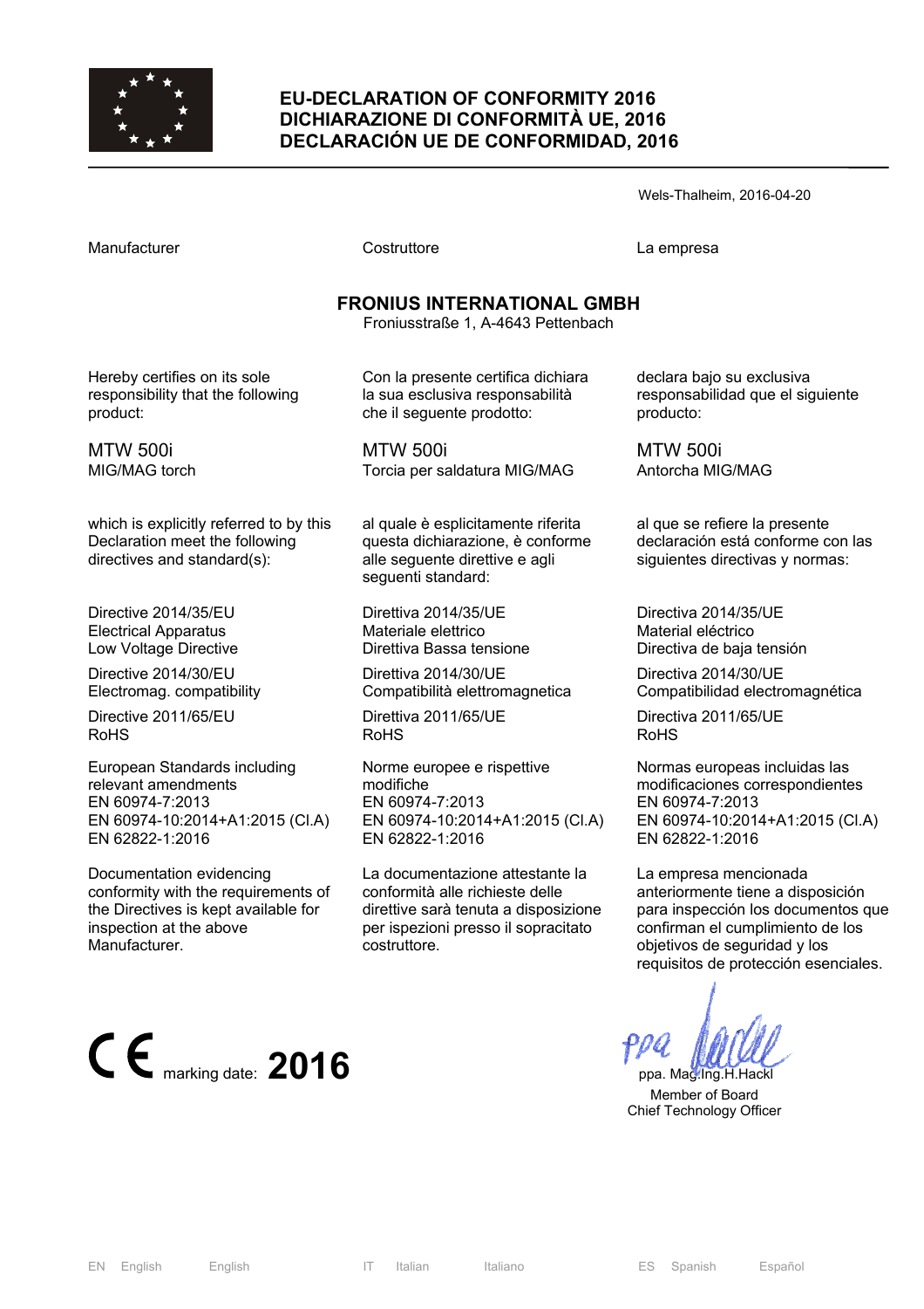# EU-DECLARATION OF CONFORMITY 2016
# DICHIARAZIONE DI CONFORMITÀ UE, 2016
# DECLARACIÓN UE DE CONFORMIDAD, 2016

Wels-Thalheim, 2016-04-20

| Manufacturer | Costruttore | La empresa |
|---|---|---|

**FRONIUS INTERNATIONAL GMBH**
Froniusstraße 1, A-4643 Pettenbach

| English | Italiano | Español |
|---|---|---|
| Hereby certifies on its sole responsibility that the following product: | Con la presente certifica dichiara la sua esclusiva responsabilità che il seguente prodotto: | declara bajo su exclusiva responsabilidad que el siguiente producto: |
| MTW 500i<br>MIG/MAG torch | MTW 500i<br>Torcia per saldatura MIG/MAG | MTW 500i<br>Antorcha MIG/MAG |
| which is explicitly referred to by this Declaration meet the following directives and standard(s): | al quale è esplicitamente riferita questa dichiarazione, è conforme alle seguente direttive e agli seguenti standard: | al que se refiere la presente declaración está conforme con las siguientes directivas y normas: |
| Directive 2014/35/EU<br>Electrical Apparatus<br>Low Voltage Directive | Direttiva 2014/35/UE<br>Materiale elettrico<br>Direttiva Bassa tensione | Directiva 2014/35/UE<br>Material eléctrico<br>Directiva de baja tensión |
| Directive 2014/30/EU<br>Electromag. compatibility | Direttiva 2014/30/UE<br>Compatibilità elettromagnetica | Directiva 2014/30/UE<br>Compatibilidad electromagnética |
| Directive 2011/65/EU<br>RoHS | Direttiva 2011/65/UE<br>RoHS | Directiva 2011/65/UE<br>RoHS |
| European Standards including relevant amendments<br>EN 60974-7:2013<br>EN 60974-10:2014+A1:2015 (Cl.A)<br>EN 62822-1:2016 | Norme europee e rispettive modifiche<br>EN 60974-7:2013<br>EN 60974-10:2014+A1:2015 (Cl.A)<br>EN 62822-1:2016 | Normas europeas incluidas las modificaciones correspondientes<br>EN 60974-7:2013<br>EN 60974-10:2014+A1:2015 (Cl.A)<br>EN 62822-1:2016 |
| Documentation evidencing conformity with the requirements of the Directives is kept available for inspection at the above Manufacturer. | La documentazione attestante la conformità alle richieste delle direttive sarà tenuta a disposizione per ispezioni presso il sopracitato costruttore. | La empresa mencionada anteriormente tiene a disposición para inspección los documentos que confirman el cumplimiento de los objetivos de seguridad y los requisitos de protección esenciales. |

CE marking date: **2016**

ppa. Mag.Ing.H.Hackl
Member of Board
Chief Technology Officer

EN English English | IT Italian Italiano | ES Spanish Español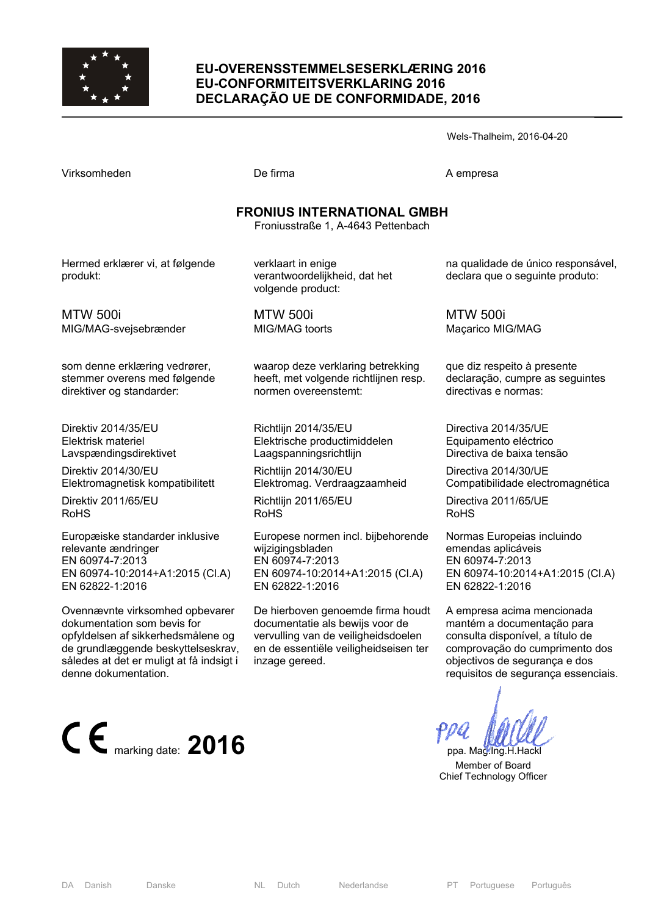# EU-OVERENSSTEMMELSESERKLÆRING 2016
# EU-CONFORMITEITSVERKLARING 2016
# DECLARAÇÃO UE DE CONFORMIDADE, 2016

Wels-Thalheim, 2016-04-20

| Virksomheden | De firma | A empresa |
|---|---|---|

**FRONIUS INTERNATIONAL GMBH**
Froniusstraße 1, A-4643 Pettenbach

| DA | NL | PT |
|---|---|---|
| Hermed erklærer vi, at følgende produkt: | verklaart in enige verantwoordelijkheid, dat het volgende product: | na qualidade de único responsável, declara que o seguinte produto: |
| MTW 500i<br>MIG/MAG-svejsebrænder | MTW 500i<br>MIG/MAG toorts | MTW 500i<br>Maçarico MIG/MAG |
| som denne erklæring vedrører, stemmer overens med følgende direktiver og standarder: | waarop deze verklaring betrekking heeft, met volgende richtlijnen resp. normen overeenstemt: | que diz respeito à presente declaração, cumpre as seguintes directivas e normas: |
| Direktiv 2014/35/EU<br>Elektrisk materiel<br>Lavspændingsdirektivet | Richtlijn 2014/35/EU<br>Elektrische productimiddelen<br>Laagspanningsrichtlijn | Directiva 2014/35/UE<br>Equipamento eléctrico<br>Directiva de baixa tensão |
| Direktiv 2014/30/EU<br>Elektromagnetisk kompatibilitett | Richtlijn 2014/30/EU<br>Elektromag. Verdraagzaamheid | Directiva 2014/30/UE<br>Compatibilidade electromagnética |
| Direktiv 2011/65/EU<br>RoHS | Richtlijn 2011/65/EU<br>RoHS | Directiva 2011/65/UE<br>RoHS |
| Europæiske standarder inklusive relevante ændringer<br>EN 60974-7:2013<br>EN 60974-10:2014+A1:2015 (Cl.A)<br>EN 62822-1:2016 | Europese normen incl. bijbehorende wijzigingsbladen<br>EN 60974-7:2013<br>EN 60974-10:2014+A1:2015 (Cl.A)<br>EN 62822-1:2016 | Normas Europeias incluindo emendas aplicáveis<br>EN 60974-7:2013<br>EN 60974-10:2014+A1:2015 (Cl.A)<br>EN 62822-1:2016 |
| Ovennævnte virksomhed opbevarer dokumentation som bevis for opfyldelsen af sikkerhedsmålene og de grundlæggende beskyttelseskrav, således at det er muligt at få indsigt i denne dokumentation. | De hierboven genoemde firma houdt documentatie als bewijs voor de vervulling van de veiligheidsdoelen en de essentiële veiligheidseisen ter inzage gereed. | A empresa acima mencionada mantém a documentação para consulta disponível, a título de comprovação do cumprimento dos objectivos de segurança e dos requisitos de segurança essenciais. |

CE marking date: **2016**

ppa. Mag.Ing.H.Hackl
Member of Board
Chief Technology Officer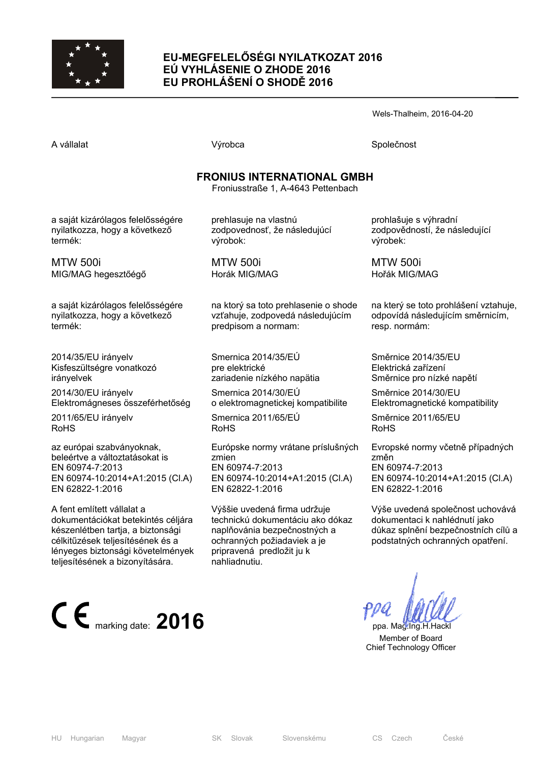# EU-MEGFELELŐSÉGI NYILATKOZAT 2016
# EÚ VYHLÁSENIE O ZHODE 2016
# EU PROHLÁŠENÍ O SHODĚ 2016

Wels-Thalheim, 2016-04-20

A vállalat

**FRONIUS INTERNATIONAL GMBH**
Froniusstraße 1, A-4643 Pettenbach

a saját kizárólagos felelősségére nyilatkozza, hogy a következő termék:

MTW 500i
MIG/MAG hegesztőégő

a saját kizárólagos felelősségére nyilatkozza, hogy a következő termék:

2014/35/EU irányelv
Kisfeszültségre vonatkozó irányelvek

2014/30/EU irányelv
Elektromágneses összeférhetőség

2011/65/EU irányelv
RoHS

az európai szabványoknak, beleértve a változtatásokat is
EN 60974-7:2013
EN 60974-10:2014+A1:2015 (Cl.A)
EN 62822-1:2016

A fent említett vállalat a dokumentációkat betekintés céljára készenlétben tartja, a biztonsági célkitűzések teljesítésének és a lényeges biztonsági követelmények teljesítésének a bizonyítására.

Výrobca

prehlasuje na vlastnú zodpovednosť, že následujúcí výrobok:

MTW 500i
Horák MIG/MAG

na ktorý sa toto prehlasenie o shode vzťahuje, zodpovedá následujúcím predpisom a normam:

Smernica 2014/35/EÚ
pre elektrické zariadenie nízkého napätia

Smernica 2014/30/EÚ
o elektromagnetickej kompatibilite

Smernica 2011/65/EÚ
RoHS

Európske normy vrátane príslušných zmien
EN 60974-7:2013
EN 60974-10:2014+A1:2015 (Cl.A)
EN 62822-1:2016

Výššie uvedená firma udržuje technickú dokumentáciu ako dókaz naplňovánia bezpečnostných a ochranných požiadaviek a je pripravená predložit ju k nahliadnutiu.

Společnost

prohlašuje s výhradní zodpovědností, že následující výrobek:

MTW 500i
Hořák MIG/MAG

na který se toto prohlášení vztahuje, odpovídá následujícím směrnicím, resp. normám:

Směrnice 2014/35/EU
Elektrická zařízení
Směrnice pro nízké napětí

Směrnice 2014/30/EU
Elektromagnetické kompatibility

Směrnice 2011/65/EU
RoHS

Evropské normy včetně případných změn
EN 60974-7:2013
EN 60974-10:2014+A1:2015 (Cl.A)
EN 62822-1:2016

Výše uvedená společnost uchovává dokumentaci k nahlédnutí jako důkaz splnění bezpečnostních cílů a podstatných ochranných opatření.

CE marking date: **2016**

ppa. Mag.Ing.H.Hackl
Member of Board
Chief Technology Officer

HU Hungarian Magyar SK Slovak Slovenskému CS Czech České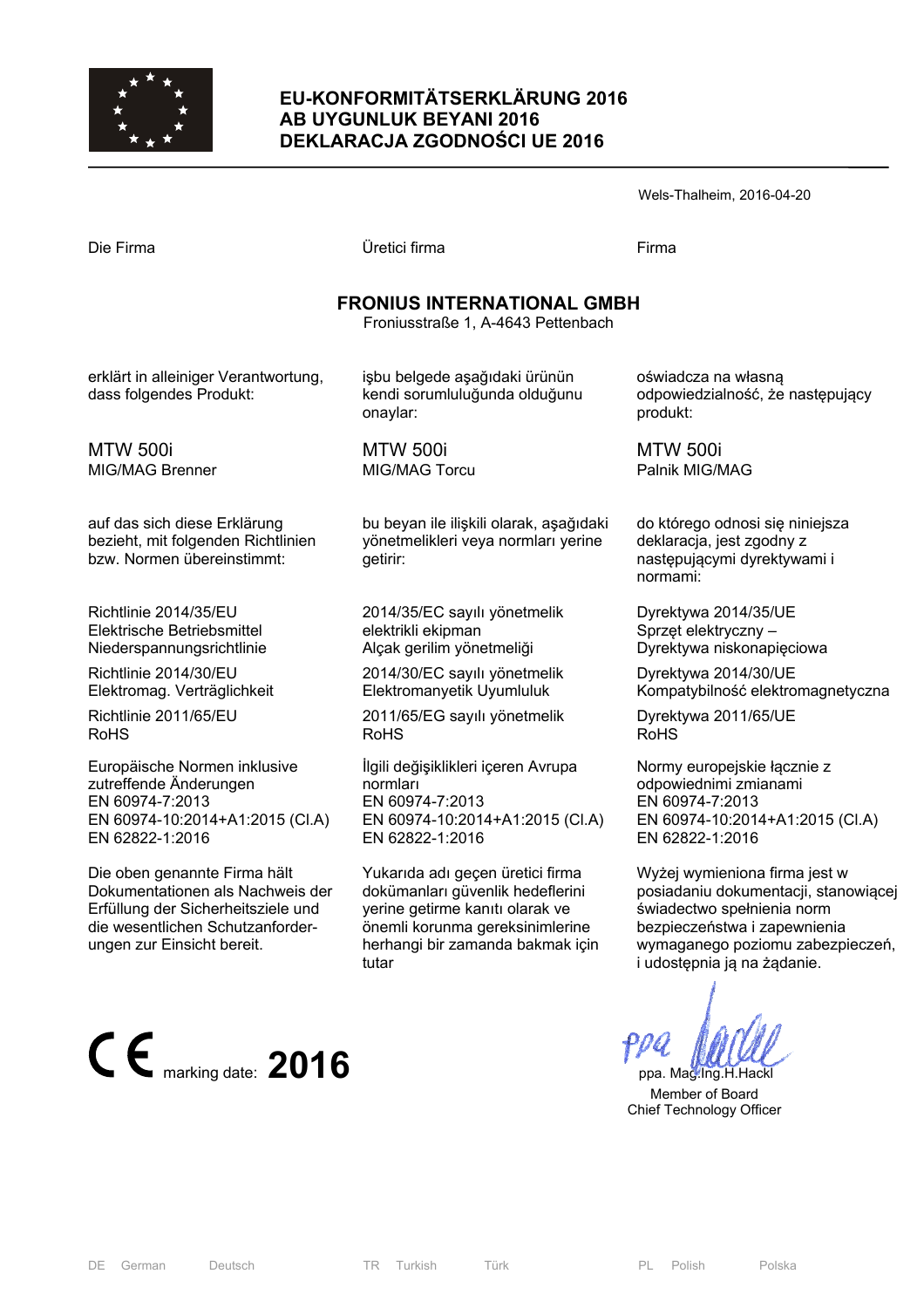# EU-KONFORMITÄTSERKLÄRUNG 2016
# AB UYGUNLUK BEYANI 2016
# DEKLARACJA ZGODNOŚCI UE 2016

Wels-Thalheim, 2016-04-20

Die Firma

**FRONIUS INTERNATIONAL GMBH**
Froniusstraße 1, A-4643 Pettenbach

erklärt in alleiniger Verantwortung, dass folgendes Produkt:

MTW 500i
MIG/MAG Brenner

auf das sich diese Erklärung bezieht, mit folgenden Richtlinien bzw. Normen übereinstimmt:

Richtlinie 2014/35/EU
Elektrische Betriebsmittel Niederspannungsrichtlinie

Richtlinie 2014/30/EU
Elektromag. Verträglichkeit

Richtlinie 2011/65/EU
RoHS

Europäische Normen inklusive zutreffende Änderungen
EN 60974-7:2013
EN 60974-10:2014+A1:2015 (Cl.A)
EN 62822-1:2016

Die oben genannte Firma hält Dokumentationen als Nachweis der Erfüllung der Sicherheitsziele und die wesentlichen Schutzanforderungen zur Einsicht bereit.

Üretici firma

**FRONIUS INTERNATIONAL GMBH**
Froniusstraße 1, A-4643 Pettenbach

işbu belgede aşağıdaki ürünün kendi sorumluluğunda olduğunu onaylar:

MTW 500i
MIG/MAG Torcu

bu beyan ile ilişkili olarak, aşağıdaki yönetmelikleri veya normları yerine getirir:

2014/35/EC sayılı yönetmelik
elektrikli ekipman
Alçak gerilim yönetmeliği

2014/30/EC sayılı yönetmelik
Elektromanyetik Uyumluluk

2011/65/EG sayılı yönetmelik
RoHS

İlgili değişiklikleri içeren Avrupa normları
EN 60974-7:2013
EN 60974-10:2014+A1:2015 (Cl.A)
EN 62822-1:2016

Yukarıda adı geçen üretici firma dokümanları güvenlik hedeflerini yerine getirme kanıtı olarak ve önemli korunma gereksinimlerine herhangi bir zamanda bakmak için tutar

Firma

**FRONIUS INTERNATIONAL GMBH**
Froniusstraße 1, A-4643 Pettenbach

oświadcza na własną odpowiedzialność, że następujący produkt:

MTW 500i
Palnik MIG/MAG

do którego odnosi się niniejsza deklaracja, jest zgodny z następującymi dyrektywami i normami:

Dyrektywa 2014/35/UE
Sprzęt elektryczny – Dyrektywa niskonapięciowa

Dyrektywa 2014/30/UE
Kompatybilność elektromagnetyczna

Dyrektywa 2011/65/UE
RoHS

Normy europejskie łącznie z odpowiednimi zmianami
EN 60974-7:2013
EN 60974-10:2014+A1:2015 (Cl.A)
EN 62822-1:2016

Wyżej wymieniona firma jest w posiadaniu dokumentacji, stanowiącej świadectwo spełnienia norm bezpieczeństwa i zapewnienia wymaganego poziomu zabezpieczeń, i udostępnia ją na żądanie.

CE marking date: **2016**

ppa. Mag.Ing.H.Hackl
Member of Board
Chief Technology Officer

DE German Deutsch | TR Turkish Türk | PL Polish Polska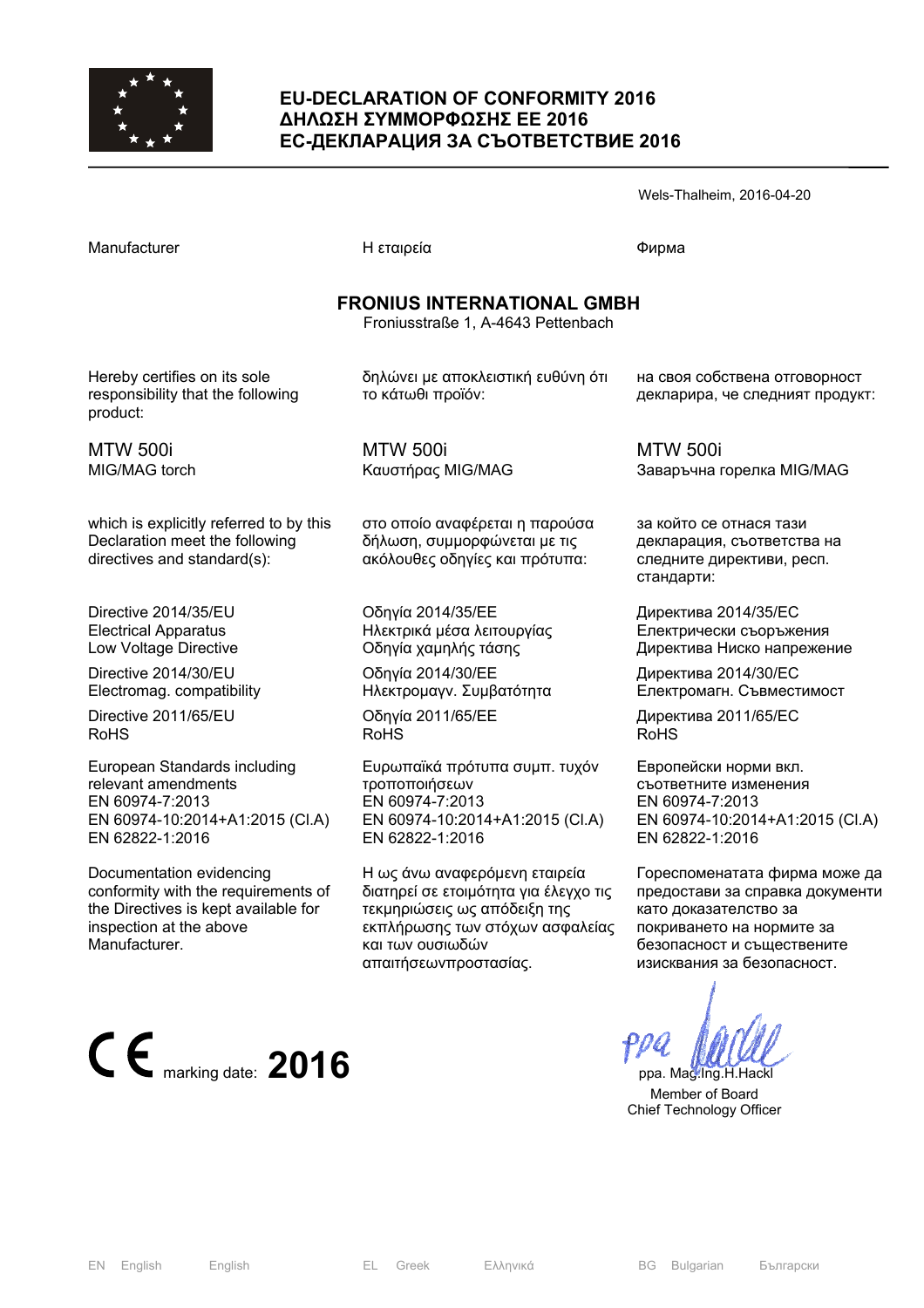# EU-DECLARATION OF CONFORMITY 2016
# ΔΗΛΩΣΗ ΣΥΜΜΟΡΦΩΣΗΣ ΕΕ 2016
# ЕС-ДЕКЛАРАЦИЯ ЗА СЪОТВЕТСТВИЕ 2016

Wels-Thalheim, 2016-04-20

Manufacturer

**FRONIUS INTERNATIONAL GMBH**
Froniusstraße 1, A-4643 Pettenbach

Hereby certifies on its sole responsibility that the following product:

MTW 500i
MIG/MAG torch

which is explicitly referred to by this Declaration meet the following directives and standard(s):

Directive 2014/35/EU
Electrical Apparatus
Low Voltage Directive

Directive 2014/30/EU
Electromag. compatibility

Directive 2011/65/EU
RoHS

European Standards including relevant amendments
EN 60974-7:2013
EN 60974-10:2014+A1:2015 (Cl.A)
EN 62822-1:2016

Documentation evidencing conformity with the requirements of the Directives is kept available for inspection at the above Manufacturer.

Η εταιρεία

δηλώνει με αποκλειστική ευθύνη ότι το κάτωθι προϊόν:

MTW 500i
Καυστήρας MIG/MAG

στο οποίο αναφέρεται η παρούσα δήλωση, συμμορφώνεται με τις ακόλουθες οδηγίες και πρότυπα:

Οδηγία 2014/35/ΕΕ
Ηλεκτρικά μέσα λειτουργίας
Οδηγία χαμηλής τάσης

Οδηγία 2014/30/ΕΕ
Ηλεκτρομαγν. Συμβατότητα

Οδηγία 2011/65/ΕΕ
RoHS

Ευρωπαϊκά πρότυπα συμπ. τυχόν τροποποιήσεων
EN 60974-7:2013
EN 60974-10:2014+A1:2015 (Cl.A)
EN 62822-1:2016

Η ως άνω αναφερόμενη εταιρεία διατηρεί σε ετοιμότητα για έλεγχο τις τεκμηριώσεις ως απόδειξη της εκπλήρωσης των στόχων ασφαλείας και των ουσιωδών απαιτήσεωνπροστασίας.

Фирма

на своя собствена отговорност декларира, че следният продукт:

MTW 500i
Заваръчна горелка MIG/MAG

за който се отнася тази декларация, съответства на следните директиви, респ. стандарти:

Директива 2014/35/ЕС
Електрически съоръжения
Директива Ниско напрежение

Директива 2014/30/ЕС
Електромагн. Съвместимост

Директива 2011/65/ЕС
RoHS

Европейски норми вкл. съответните изменения
EN 60974-7:2013
EN 60974-10:2014+A1:2015 (Cl.A)
EN 62822-1:2016

Гореспоменатата фирма може да предостави за справка документи като доказателство за покриването на нормите за безопасност и съществените изисквания за безопасност.

CE marking date: **2016**

ppa. Mag.Ing.H.Hackl
Member of Board
Chief Technology Officer

EN English English | EL Greek Ελληνικά | BG Bulgarian Български